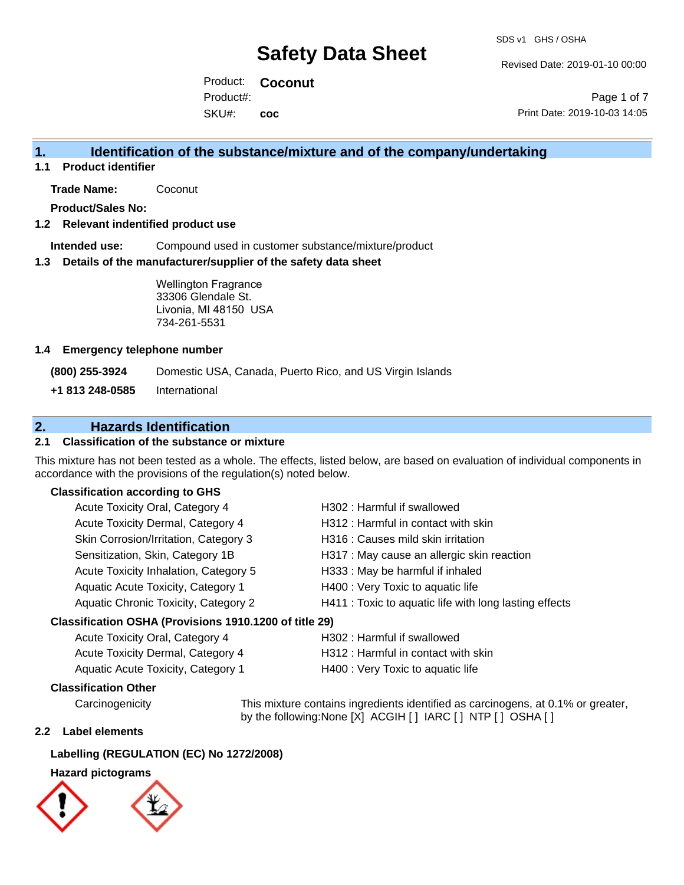# Safety Data Sheet

SDS v1 GHS / OSHA

Revised Date: 2019-01-10 00:00

Product: **Coconut**
Product#:
SKU#: **coc**

Print Date: 2019-10-03 14:05

## 1. Identification of the substance/mixture and of the company/undertaking

### 1.1 Product identifier

**Trade Name:** Coconut

**Product/Sales No:**

### 1.2 Relevant indentified product use

**Intended use:** Compound used in customer substance/mixture/product

### 1.3 Details of the manufacturer/supplier of the safety data sheet

Wellington Fragrance
33306 Glendale St.
Livonia, MI 48150 USA
734-261-5531

### 1.4 Emergency telephone number

**(800) 255-3924** Domestic USA, Canada, Puerto Rico, and US Virgin Islands

**+1 813 248-0585** International

## 2. Hazards Identification

### 2.1 Classification of the substance or mixture

This mixture has not been tested as a whole. The effects, listed below, are based on evaluation of individual components in accordance with the provisions of the regulation(s) noted below.

**Classification according to GHS**

| | |
|---|---|
| Acute Toxicity Oral, Category 4 | H302 : Harmful if swallowed |
| Acute Toxicity Dermal, Category 4 | H312 : Harmful in contact with skin |
| Skin Corrosion/Irritation, Category 3 | H316 : Causes mild skin irritation |
| Sensitization, Skin, Category 1B | H317 : May cause an allergic skin reaction |
| Acute Toxicity Inhalation, Category 5 | H333 : May be harmful if inhaled |
| Aquatic Acute Toxicity, Category 1 | H400 : Very Toxic to aquatic life |
| Aquatic Chronic Toxicity, Category 2 | H411 : Toxic to aquatic life with long lasting effects |

**Classification OSHA (Provisions 1910.1200 of title 29)**

| | |
|---|---|
| Acute Toxicity Oral, Category 4 | H302 : Harmful if swallowed |
| Acute Toxicity Dermal, Category 4 | H312 : Harmful in contact with skin |
| Aquatic Acute Toxicity, Category 1 | H400 : Very Toxic to aquatic life |

**Classification Other**

Carcinogenicity: This mixture contains ingredients identified as carcinogens, at 0.1% or greater, by the following:None [X] ACGIH [ ] IARC [ ] NTP [ ] OSHA [ ]

### 2.2 Label elements

**Labelling (REGULATION (EC) No 1272/2008)**

**Hazard pictograms**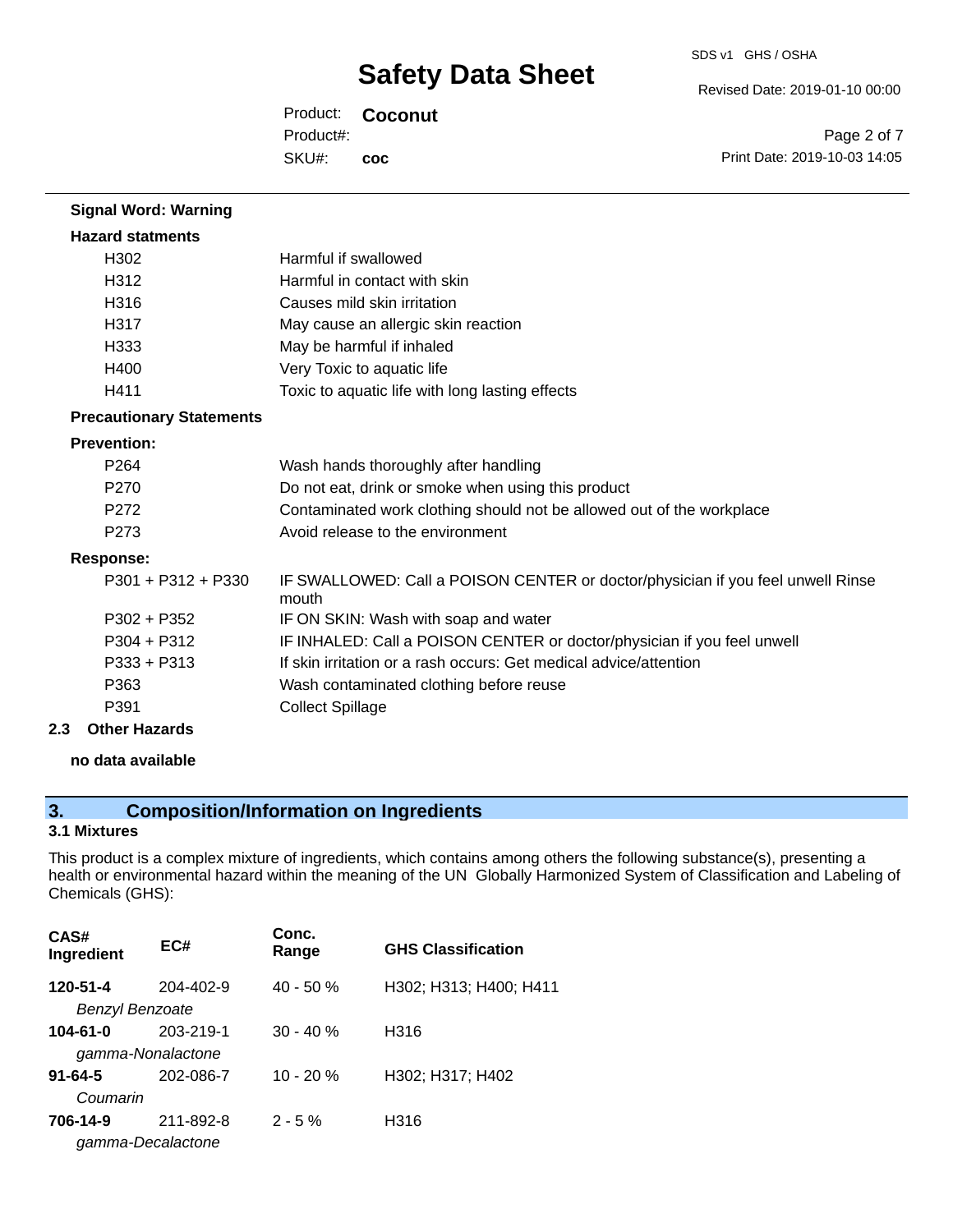**Signal Word: Warning**

**Hazard statments**

| | |
|---|---|
| H302 | Harmful if swallowed |
| H312 | Harmful in contact with skin |
| H316 | Causes mild skin irritation |
| H317 | May cause an allergic skin reaction |
| H333 | May be harmful if inhaled |
| H400 | Very Toxic to aquatic life |
| H411 | Toxic to aquatic life with long lasting effects |

**Precautionary Statements**

**Prevention:**

| | |
|---|---|
| P264 | Wash hands thoroughly after handling |
| P270 | Do not eat, drink or smoke when using this product |
| P272 | Contaminated work clothing should not be allowed out of the workplace |
| P273 | Avoid release to the environment |

**Response:**

| | |
|---|---|
| P301 + P312 + P330 | IF SWALLOWED: Call a POISON CENTER or doctor/physician if you feel unwell Rinse mouth |
| P302 + P352 | IF ON SKIN: Wash with soap and water |
| P304 + P312 | IF INHALED: Call a POISON CENTER or doctor/physician if you feel unwell |
| P333 + P313 | If skin irritation or a rash occurs: Get medical advice/attention |
| P363 | Wash contaminated clothing before reuse |
| P391 | Collect Spillage |

### 2.3 Other Hazards

**no data available**

## 3. Composition/Information on Ingredients

### 3.1 Mixtures

This product is a complex mixture of ingredients, which contains among others the following substance(s), presenting a health or environmental hazard within the meaning of the UN Globally Harmonized System of Classification and Labeling of Chemicals (GHS):

| CAS# Ingredient | EC# | Conc. Range | GHS Classification |
|---|---|---|---|
| **120-51-4** *Benzyl Benzoate* | 204-402-9 | 40 - 50 % | H302; H313; H400; H411 |
| **104-61-0** *gamma-Nonalactone* | 203-219-1 | 30 - 40 % | H316 |
| **91-64-5** *Coumarin* | 202-086-7 | 10 - 20 % | H302; H317; H402 |
| **706-14-9** *gamma-Decalactone* | 211-892-8 | 2 - 5 % | H316 |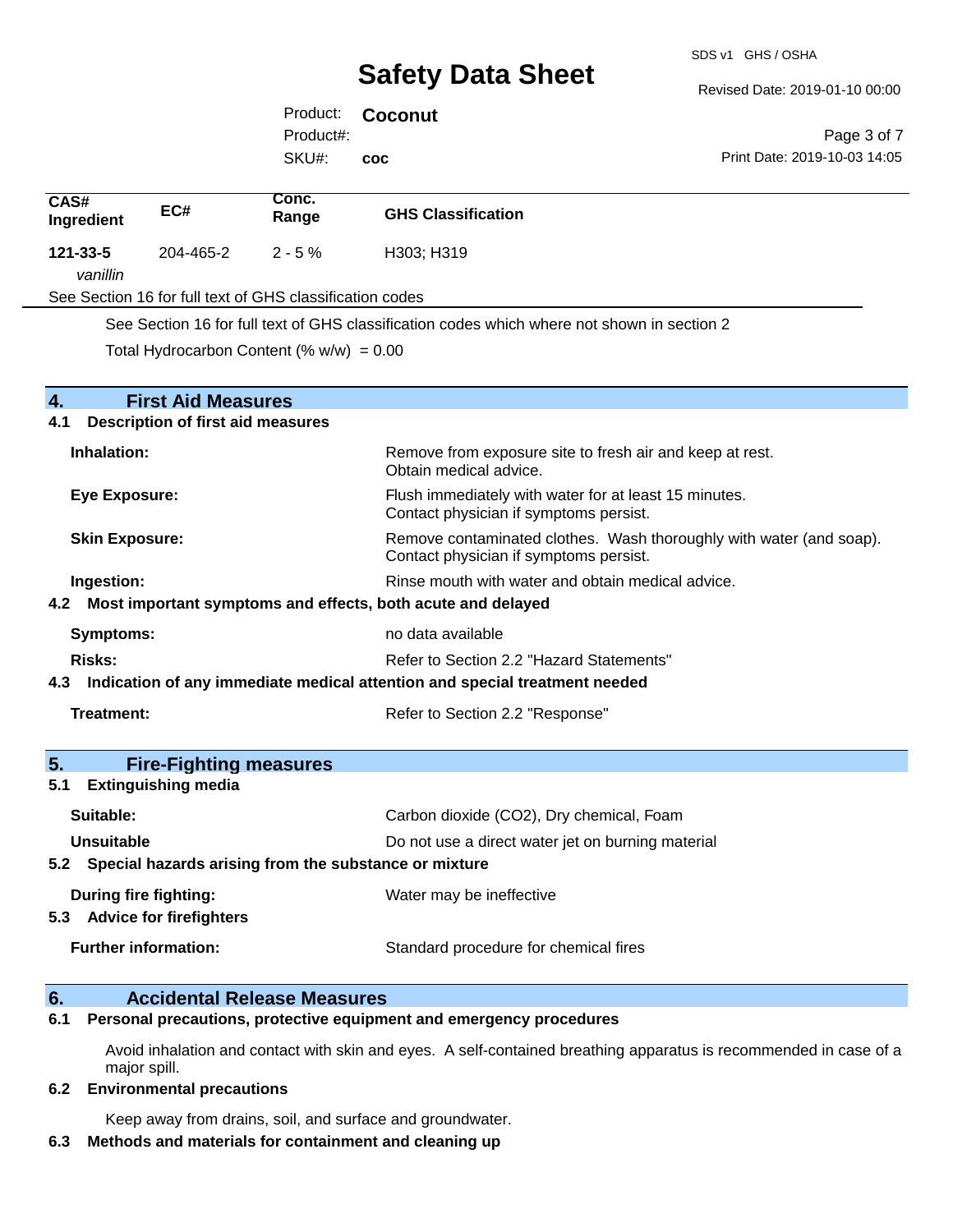| CAS# Ingredient | EC# | Conc. Range | GHS Classification |
|---|---|---|---|
| **121-33-5** *vanillin* | 204-465-2 | 2 - 5 % | H303; H319 |

See Section 16 for full text of GHS classification codes

See Section 16 for full text of GHS classification codes which where not shown in section 2

Total Hydrocarbon Content (% w/w) = 0.00

## 4. First Aid Measures

### 4.1 Description of first aid measures

**Inhalation:** Remove from exposure site to fresh air and keep at rest. Obtain medical advice.

**Eye Exposure:** Flush immediately with water for at least 15 minutes. Contact physician if symptoms persist.

**Skin Exposure:** Remove contaminated clothes. Wash thoroughly with water (and soap). Contact physician if symptoms persist.

**Ingestion:** Rinse mouth with water and obtain medical advice.

### 4.2 Most important symptoms and effects, both acute and delayed

**Symptoms:** no data available

**Risks:** Refer to Section 2.2 "Hazard Statements"

### 4.3 Indication of any immediate medical attention and special treatment needed

**Treatment:** Refer to Section 2.2 "Response"

## 5. Fire-Fighting measures

### 5.1 Extinguishing media

**Suitable:** Carbon dioxide ($CO_2$), Dry chemical, Foam

**Unsuitable** Do not use a direct water jet on burning material

### 5.2 Special hazards arising from the substance or mixture

**During fire fighting:** Water may be ineffective

### 5.3 Advice for firefighters

**Further information:** Standard procedure for chemical fires

## 6. Accidental Release Measures

### 6.1 Personal precautions, protective equipment and emergency procedures

Avoid inhalation and contact with skin and eyes. A self-contained breathing apparatus is recommended in case of a major spill.

### 6.2 Environmental precautions

Keep away from drains, soil, and surface and groundwater.

### 6.3 Methods and materials for containment and cleaning up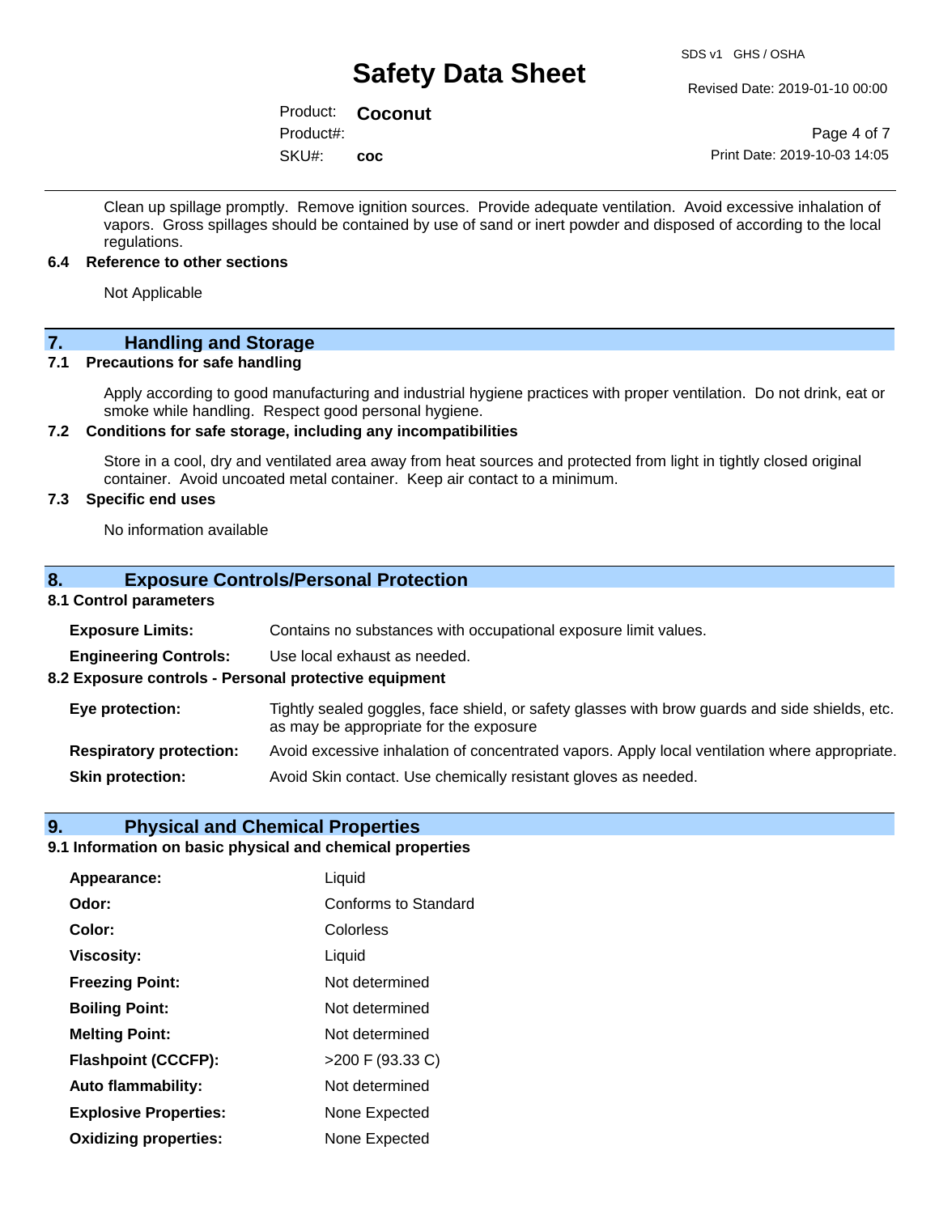Clean up spillage promptly. Remove ignition sources. Provide adequate ventilation. Avoid excessive inhalation of vapors. Gross spillages should be contained by use of sand or inert powder and disposed of according to the local regulations.

### 6.4 Reference to other sections

Not Applicable

## 7. Handling and Storage

### 7.1 Precautions for safe handling

Apply according to good manufacturing and industrial hygiene practices with proper ventilation. Do not drink, eat or smoke while handling. Respect good personal hygiene.

### 7.2 Conditions for safe storage, including any incompatibilities

Store in a cool, dry and ventilated area away from heat sources and protected from light in tightly closed original container. Avoid uncoated metal container. Keep air contact to a minimum.

### 7.3 Specific end uses

No information available

## 8. Exposure Controls/Personal Protection

### 8.1 Control parameters

**Exposure Limits:** Contains no substances with occupational exposure limit values.

**Engineering Controls:** Use local exhaust as needed.

### 8.2 Exposure controls - Personal protective equipment

**Eye protection:** Tightly sealed goggles, face shield, or safety glasses with brow guards and side shields, etc. as may be appropriate for the exposure

**Respiratory protection:** Avoid excessive inhalation of concentrated vapors. Apply local ventilation where appropriate.

**Skin protection:** Avoid Skin contact. Use chemically resistant gloves as needed.

## 9. Physical and Chemical Properties

### 9.1 Information on basic physical and chemical properties

| Property | Value |
|---|---|
| **Appearance:** | Liquid |
| **Odor:** | Conforms to Standard |
| **Color:** | Colorless |
| **Viscosity:** | Liquid |
| **Freezing Point:** | Not determined |
| **Boiling Point:** | Not determined |
| **Melting Point:** | Not determined |
| **Flashpoint (CCCFP):** | >200 F (93.33 C) |
| **Auto flammability:** | Not determined |
| **Explosive Properties:** | None Expected |
| **Oxidizing properties:** | None Expected |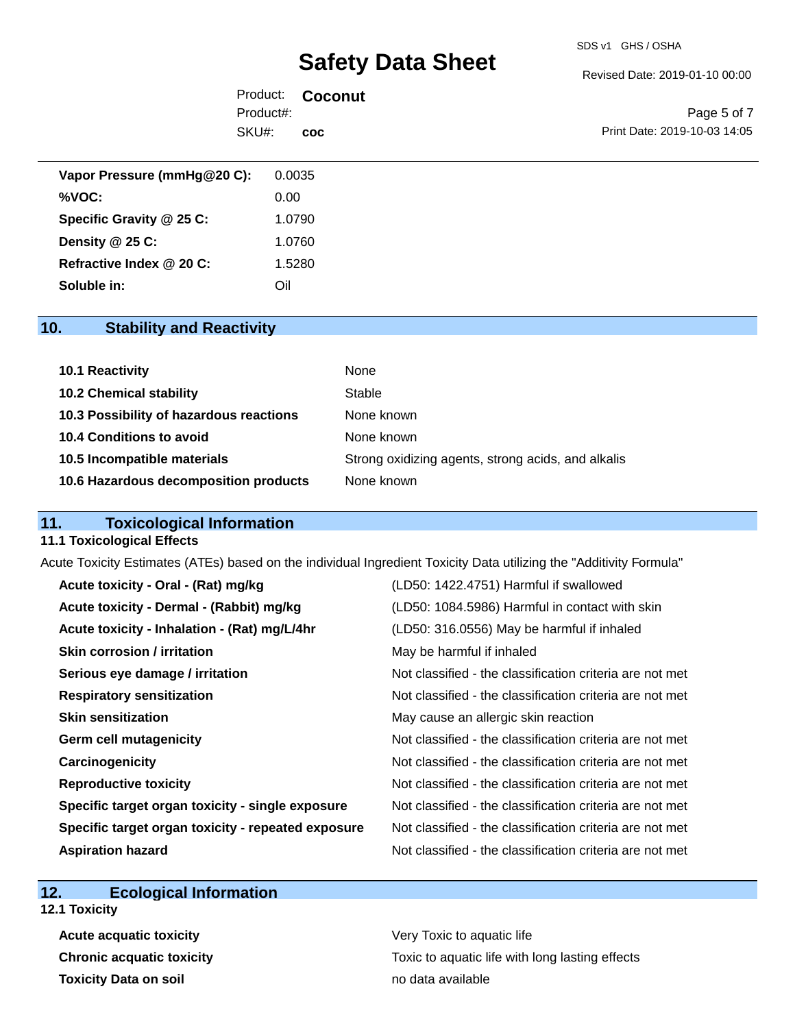| | |
|---|---|
| **Vapor Pressure (mmHg@20 C):** | 0.0035 |
| **%VOC:** | 0.00 |
| **Specific Gravity @ 25 C:** | 1.0790 |
| **Density @ 25 C:** | 1.0760 |
| **Refractive Index @ 20 C:** | 1.5280 |
| **Soluble in:** | Oil |

## 10. Stability and Reactivity

| | |
|---|---|
| **10.1 Reactivity** | None |
| **10.2 Chemical stability** | Stable |
| **10.3 Possibility of hazardous reactions** | None known |
| **10.4 Conditions to avoid** | None known |
| **10.5 Incompatible materials** | Strong oxidizing agents, strong acids, and alkalis |
| **10.6 Hazardous decomposition products** | None known |

## 11. Toxicological Information

### 11.1 Toxicological Effects

Acute Toxicity Estimates (ATEs) based on the individual Ingredient Toxicity Data utilizing the "Additivity Formula"

| | |
|---|---|
| **Acute toxicity - Oral - (Rat) mg/kg** | (LD50: 1422.4751) Harmful if swallowed |
| **Acute toxicity - Dermal - (Rabbit) mg/kg** | (LD50: 1084.5986) Harmful in contact with skin |
| **Acute toxicity - Inhalation - (Rat) mg/L/4hr** | (LD50: 316.0556) May be harmful if inhaled |
| **Skin corrosion / irritation** | May be harmful if inhaled |
| **Serious eye damage / irritation** | Not classified - the classification criteria are not met |
| **Respiratory sensitization** | Not classified - the classification criteria are not met |
| **Skin sensitization** | May cause an allergic skin reaction |
| **Germ cell mutagenicity** | Not classified - the classification criteria are not met |
| **Carcinogenicity** | Not classified - the classification criteria are not met |
| **Reproductive toxicity** | Not classified - the classification criteria are not met |
| **Specific target organ toxicity - single exposure** | Not classified - the classification criteria are not met |
| **Specific target organ toxicity - repeated exposure** | Not classified - the classification criteria are not met |
| **Aspiration hazard** | Not classified - the classification criteria are not met |

## 12. Ecological Information

### 12.1 Toxicity

| | |
|---|---|
| **Acute acquatic toxicity** | Very Toxic to aquatic life |
| **Chronic acquatic toxicity** | Toxic to aquatic life with long lasting effects |
| **Toxicity Data on soil** | no data available |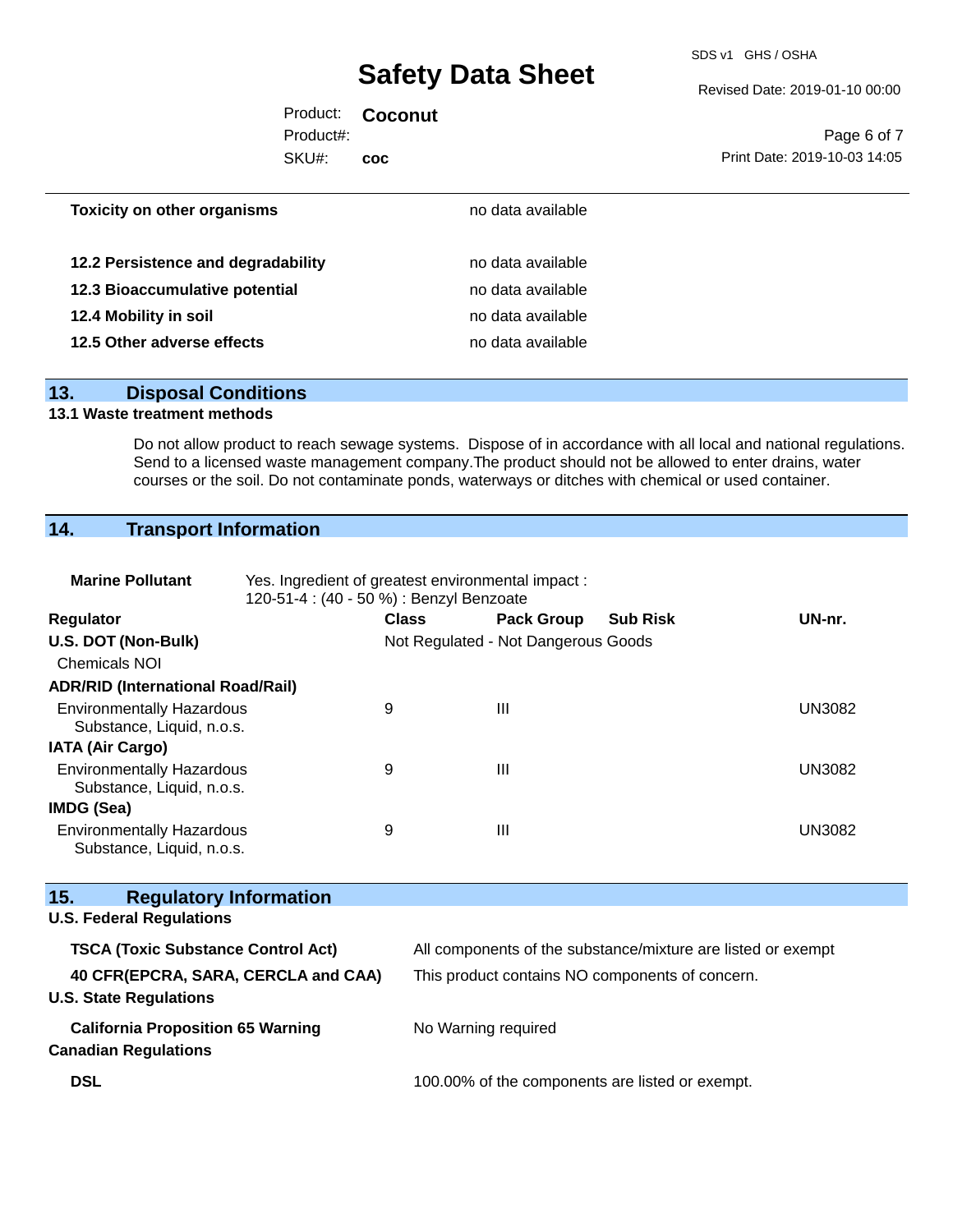| | |
|---|---|
| **Toxicity on other organisms** | no data available |
| **12.2 Persistence and degradability** | no data available |
| **12.3 Bioaccumulative potential** | no data available |
| **12.4 Mobility in soil** | no data available |
| **12.5 Other adverse effects** | no data available |

## 13. Disposal Conditions

### 13.1 Waste treatment methods

Do not allow product to reach sewage systems. Dispose of in accordance with all local and national regulations. Send to a licensed waste management company.The product should not be allowed to enter drains, water courses or the soil. Do not contaminate ponds, waterways or ditches with chemical or used container.

## 14. Transport Information

**Marine Pollutant** Yes. Ingredient of greatest environmental impact : 120-51-4 : (40 - 50 %) : Benzyl Benzoate

| Regulator | Class | Pack Group | Sub Risk | UN-nr. |
|---|---|---|---|---|
| **U.S. DOT (Non-Bulk)** | Not Regulated - Not Dangerous Goods | | | |
| Chemicals NOI | | | | |
| **ADR/RID (International Road/Rail)** | | | | |
| Environmentally Hazardous Substance, Liquid, n.o.s. | 9 | III | | UN3082 |
| **IATA (Air Cargo)** | | | | |
| Environmentally Hazardous Substance, Liquid, n.o.s. | 9 | III | | UN3082 |
| **IMDG (Sea)** | | | | |
| Environmentally Hazardous Substance, Liquid, n.o.s. | 9 | III | | UN3082 |

## 15. Regulatory Information

**U.S. Federal Regulations**

| | |
|---|---|
| **TSCA (Toxic Substance Control Act)** | All components of the substance/mixture are listed or exempt |
| **40 CFR(EPCRA, SARA, CERCLA and CAA)** | This product contains NO components of concern. |

**U.S. State Regulations**

| | |
|---|---|
| **California Proposition 65 Warning** | No Warning required |

**Canadian Regulations**

| | |
|---|---|
| **DSL** | 100.00% of the components are listed or exempt. |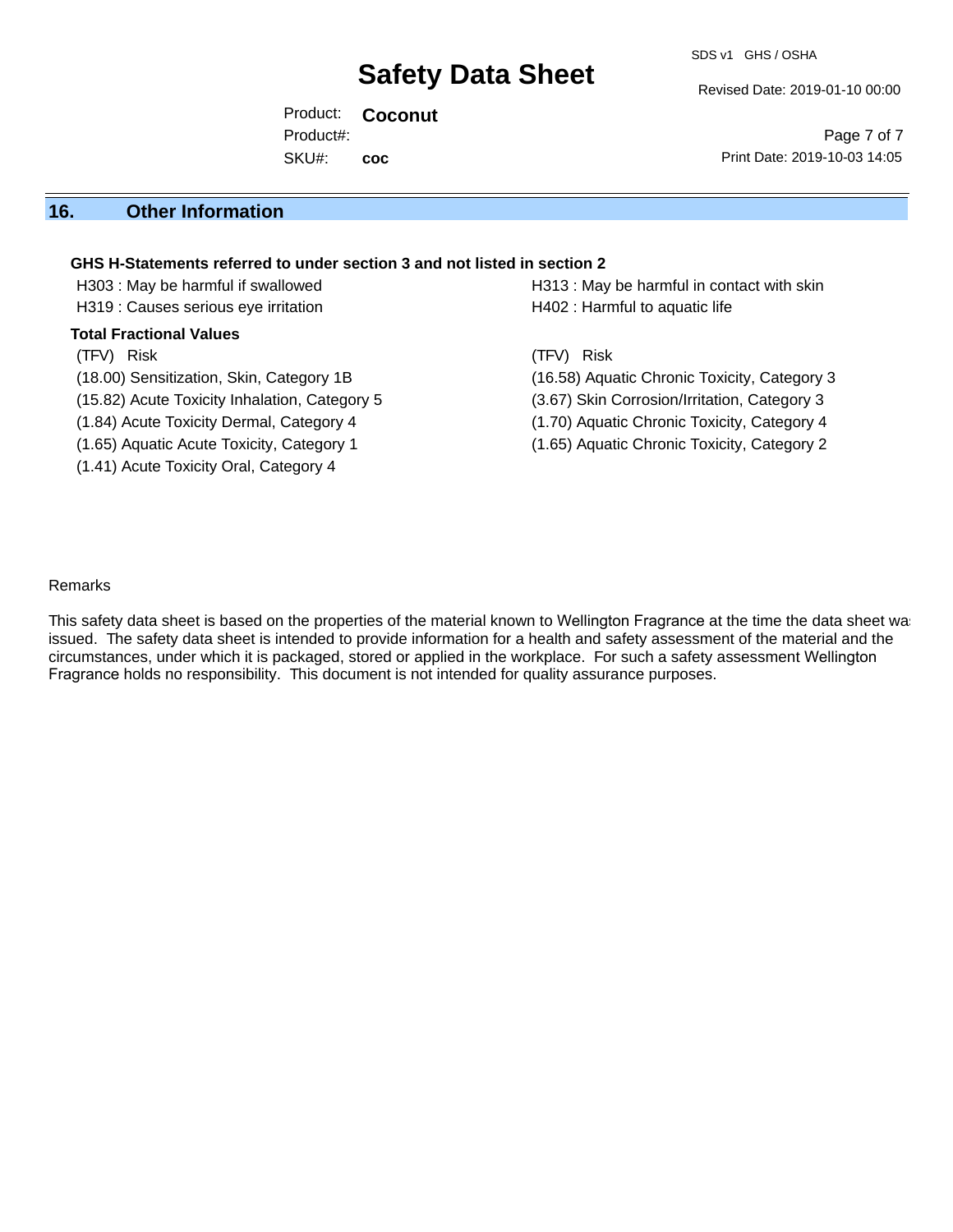## 16. Other Information

**GHS H-Statements referred to under section 3 and not listed in section 2**

H303 : May be harmful if swallowed
H319 : Causes serious eye irritation
H313 : May be harmful in contact with skin
H402 : Harmful to aquatic life

**Total Fractional Values**

(TFV) Risk
(18.00) Sensitization, Skin, Category 1B
(15.82) Acute Toxicity Inhalation, Category 5
(1.84) Acute Toxicity Dermal, Category 4
(1.65) Aquatic Acute Toxicity, Category 1
(1.41) Acute Toxicity Oral, Category 4

(TFV) Risk
(16.58) Aquatic Chronic Toxicity, Category 3
(3.67) Skin Corrosion/Irritation, Category 3
(1.70) Aquatic Chronic Toxicity, Category 4
(1.65) Aquatic Chronic Toxicity, Category 2

Remarks

This safety data sheet is based on the properties of the material known to Wellington Fragrance at the time the data sheet was issued. The safety data sheet is intended to provide information for a health and safety assessment of the material and the circumstances, under which it is packaged, stored or applied in the workplace. For such a safety assessment Wellington Fragrance holds no responsibility. This document is not intended for quality assurance purposes.